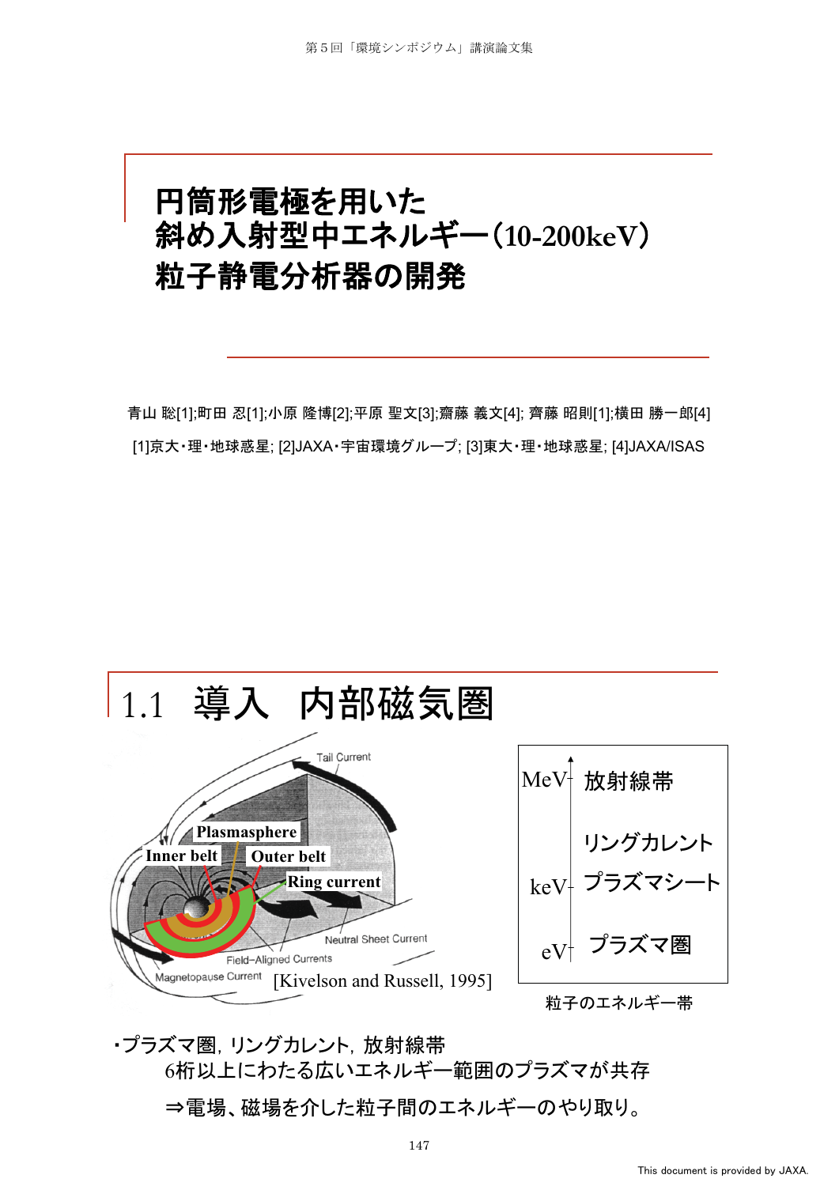# 円筒形電極を用いた 斜め入射型中エネルギー（10-200keV） 粒子静電分析器の開発

青山 聡[1];町田 忍[1];小原 隆博[2];平原 聖文[3];齋藤 義文[4]; 齊藤 昭則[1];横田 勝一郎[4]

[1]京大・理・地球惑星; [2]JAXA・宇宙環境グループ; [3]東大・理・地球惑星; [4]JAXA/ISAS

## 1.1 導入 内部磁気圏

Tail Current

Plasmasphere

Inner belt

Outer belt

Ring current

Neutral Sheet Current

Field–Aligned Currents

Magnetopause Current

[Kivelson and Russell, 1995]

| | |
|---|---|
| MeV | 放射線帯 |
| | リングカレント |
| keV | プラズマシート |
| eV | プラズマ圏 |

粒子のエネルギー帯

・プラズマ圏，リングカレント，放射線帯

6桁以上にわたる広いエネルギー範囲のプラズマが共存

⇒電場、磁場を介した粒子間のエネルギーのやり取り。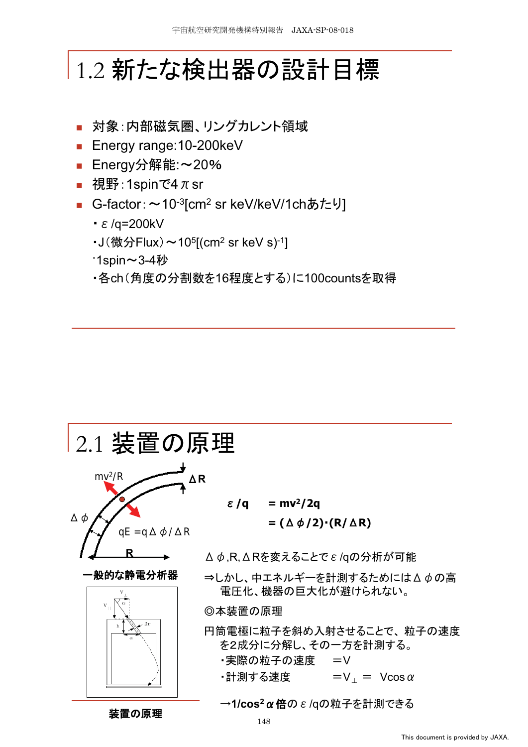# 1.2 新たな検出器の設計目標

- 対象：内部磁気圏、リングカレント領域
- Energy range:10-200keV
- Energy分解能:～20%
- 視野：1spinで4$\pi$sr
- G-factor：～$10^{-3}$[$cm^2$ sr keV/keV/1chあたり]
  - ・$\varepsilon$/q=200kV
  - ・J（微分Flux）～$10^5$[($cm^2$ sr keV s)$^{-1}$]
  - ・1spin～3-4秒
  - ・各ch（角度の分割数を16程度とする）に100countsを取得

# 2.1 装置の原理

$mv^2/R$

$\Delta R$

$\Delta\phi$

$qE = q\Delta\phi/\Delta R$

R

一般的な静電分析器

装置の原理

$$\varepsilon/q = mv^2/2q$$

$$= (\Delta\phi/2)\cdot(R/\Delta R)$$

$\Delta\phi$,R,$\Delta$Rを変えることで$\varepsilon$/qの分析が可能

⇒しかし、中エネルギーを計測するためには$\Delta\phi$の高電圧化、機器の巨大化が避けられない。

◎本装置の原理

円筒電極に粒子を斜め入射させることで、粒子の速度を2成分に分解し、その一方を計測する。

- ・実際の粒子の速度　＝V
- ・計測する速度　＝$V_{\perp}$ ＝ $V\cos\alpha$

→**$1/\cos^2\alpha$倍**の$\varepsilon$/qの粒子を計測できる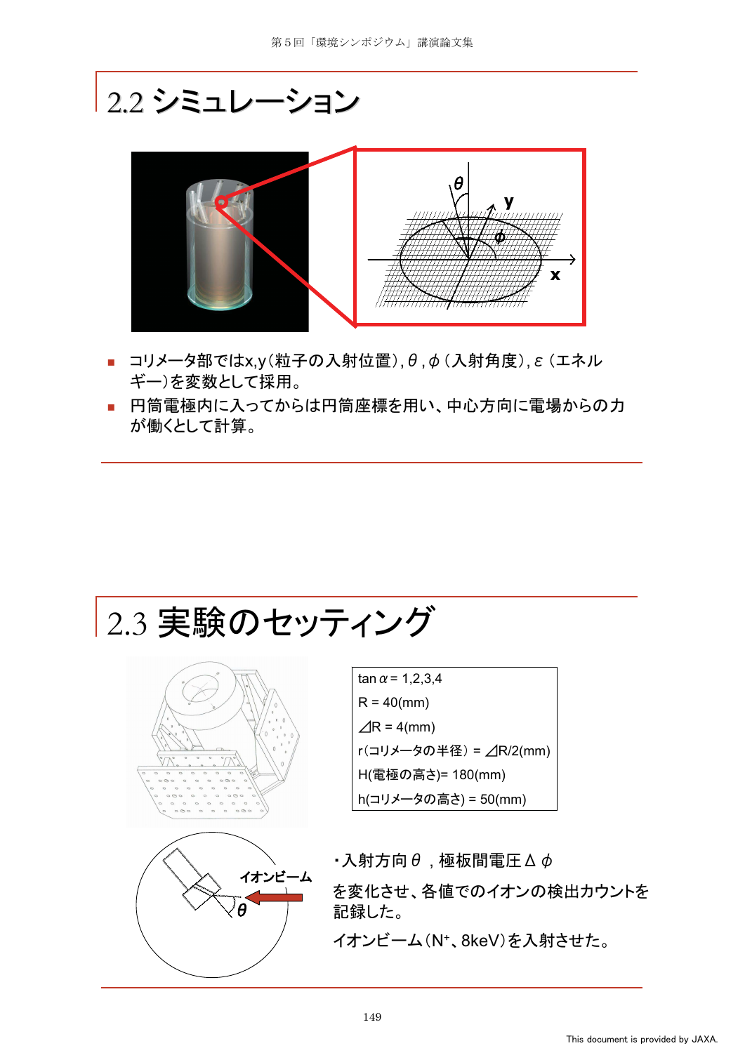## 2.2 シミュレーション

- コリメータ部ではx,y(粒子の入射位置), $\theta$ , $\phi$ (入射角度), $\varepsilon$ (エネルギー)を変数として採用。
- 円筒電極内に入ってからは円筒座標を用い、中心方向に電場からの力が働くとして計算。

## 2.3 実験のセッティング

| |
|---|
| $\tan\alpha$ = 1,2,3,4 |
| R = 40(mm) |
| ⊿R = 4(mm) |
| r(コリメータの半径) = ⊿R/2(mm) |
| H(電極の高さ)= 180(mm) |
| h(コリメータの高さ) = 50(mm) |

・入射方向 $\theta$ ，極板間電圧 $\Delta\phi$

を変化させ、各値でのイオンの検出カウントを記録した。

イオンビーム($N^{+}$、8keV)を入射させた。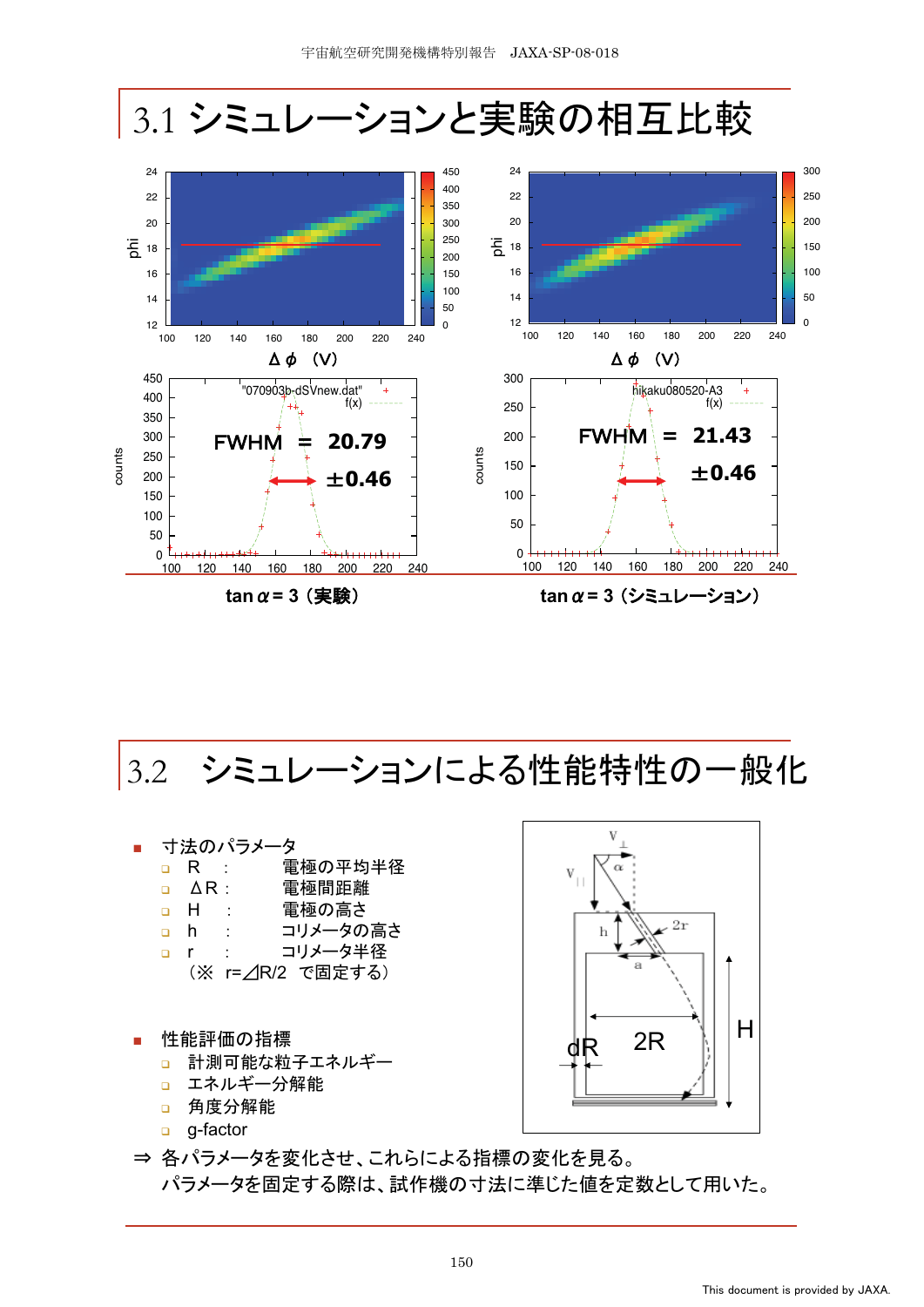## 3.1 シミュレーションと実験の相互比較

FWHM = 20.79 ±0.46

FWHM = 21.43 ±0.46

tan $\alpha$ = 3（実験）

tan $\alpha$ = 3（シミュレーション）

## 3.2　シミュレーションによる性能特性の一般化

- 寸法のパラメータ
  - R　:　　電極の平均半径
  - ΔR :　　電極間距離
  - H　:　　電極の高さ
  - h　:　　コリメータの高さ
  - r　:　　コリメータ半径

  （※　r=⊿R/2　で固定する）

- 性能評価の指標
  - 計測可能な粒子エネルギー
  - エネルギー分解能
  - 角度分解能
  - g-factor

⇒ 各パラメータを変化させ、これらによる指標の変化を見る。
パラメータを固定する際は、試作機の寸法に準じた値を定数として用いた。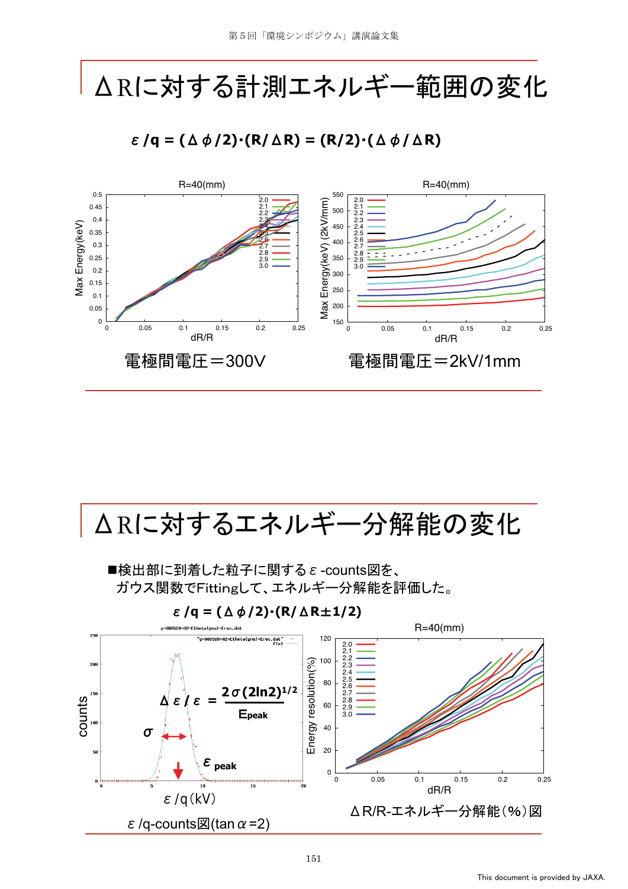# ΔRに対する計測エネルギー範囲の変化

$$\varepsilon/q = (\Delta\phi/2)\cdot(R/\Delta R) = (R/2)\cdot(\Delta\phi/\Delta R)$$

電極間電圧＝300V

電極間電圧＝2kV/1mm

# ΔRに対するエネルギー分解能の変化

■検出部に到着した粒子に関するε-counts図を、
ガウス関数でFittingして、エネルギー分解能を評価した。

$$\varepsilon/q = (\Delta\phi/2)\cdot(R/\Delta R \pm 1/2)$$

$$\Delta\varepsilon/\varepsilon = \frac{2\sigma(2\ln 2)^{1/2}}{E_{peak}}$$

ε/q-counts図(tanα=2)

ΔR/R-エネルギー分解能(%)図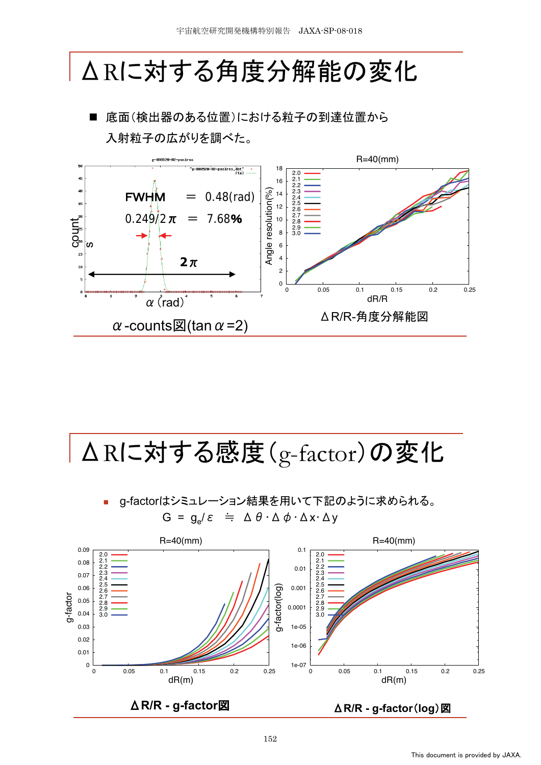# ΔRに対する角度分解能の変化

■ 底面(検出器のある位置)における粒子の到達位置から入射粒子の広がりを調べた。

FWHM = 0.48(rad)

0.249/2π = 7.68%

α-counts図(tan α=2)

ΔR/R-角度分解能図

# ΔRに対する感度(g-factor)の変化

■ g-factorはシミュレーション結果を用いて下記のように求められる。

$$G = g_e/\varepsilon \fallingdotseq \Delta\theta \cdot \Delta\phi \cdot \Delta x \cdot \Delta y$$

ΔR/R - g-factor図

ΔR/R - g-factor(log)図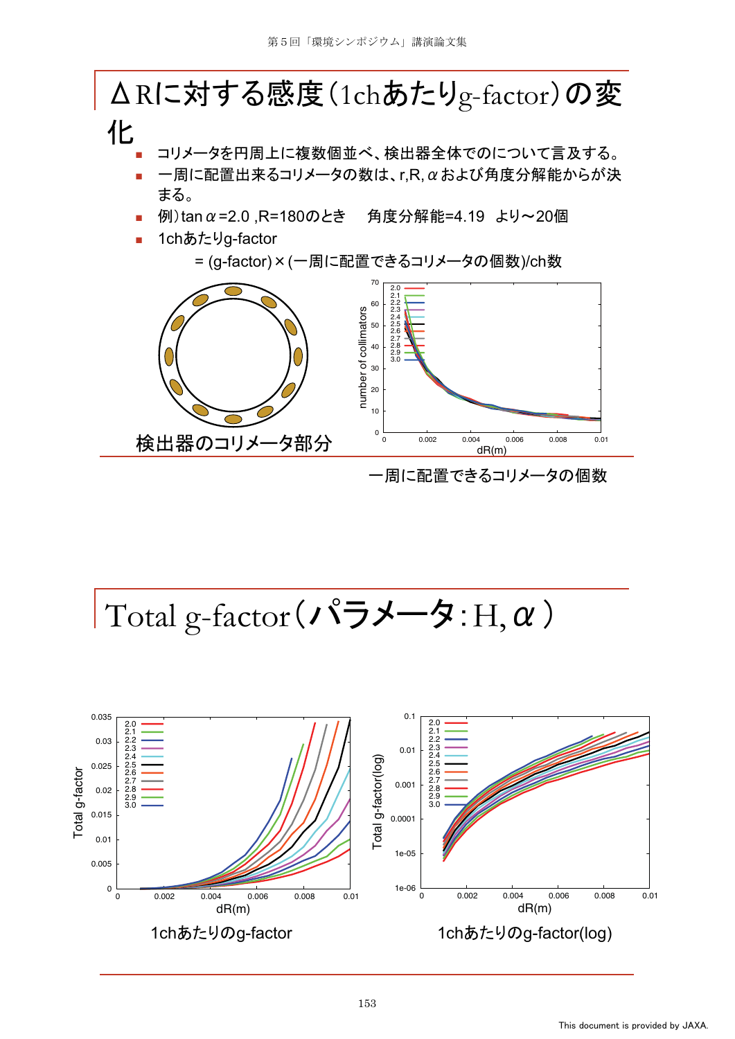# ΔRに対する感度（1chあたりg-factor）の変化

- コリメータを円周上に複数個並べ、検出器全体でのについて言及する。
- 一周に配置出来るコリメータの数は、r,R, $\alpha$ および角度分解能からが決まる。
- 例）$\tan\alpha$ =2.0 ,R=180のとき　角度分解能=4.19　より～20個
- 1chあたりg-factor

　　= (g-factor)×(一周に配置できるコリメータの個数)/ch数

検出器のコリメータ部分

一周に配置できるコリメータの個数

# Total g-factor（パラメータ：H, $\alpha$）

1chあたりのg-factor

1chあたりのg-factor(log)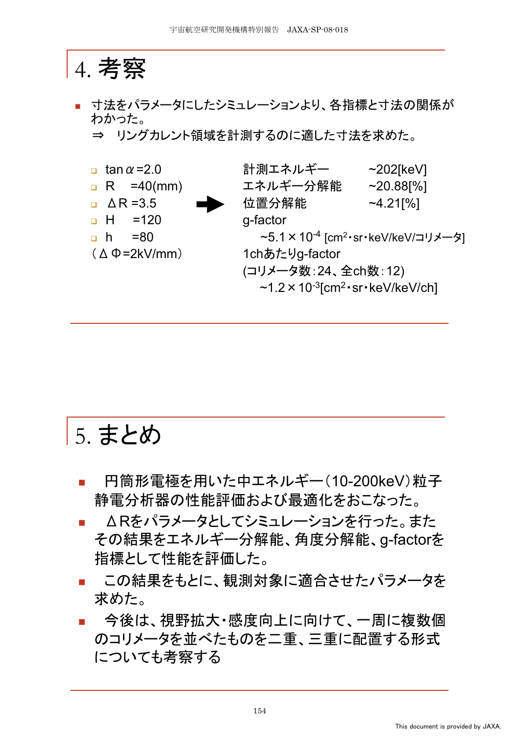# 4. 考察

- 寸法をパラメータにしたシミュレーションより、各指標と寸法の関係がわかった。
  ⇒　リングカレント領域を計測するのに適した寸法を求めた。

- $\tan\alpha$ =2.0
- R　=40(mm)
- ΔR =3.5
- H　=120
- h　=80

（ΔΦ=2kV/mm）

➡

計測エネルギー　~202[keV]
エネルギー分解能　~20.88[%]
位置分解能　~4.21[%]
g-factor
~$5.1\times10^{-4}$ [$cm^2$・sr・keV/keV/コリメータ]
1chあたりg-factor
(コリメータ数：24、全ch数：12)
~$1.2\times10^{-3}$[$cm^2$・sr・keV/keV/ch]

# 5. まとめ

- 円筒形電極を用いた中エネルギー(10-200keV)粒子静電分析器の性能評価および最適化をおこなった。
- ΔRをパラメータとしてシミュレーションを行った。またその結果をエネルギー分解能、角度分解能、g-factorを指標として性能を評価した。
- この結果をもとに、観測対象に適合させたパラメータを求めた。
- 今後は、視野拡大・感度向上に向けて、一周に複数個のコリメータを並べたものを二重、三重に配置する形式についても考察する